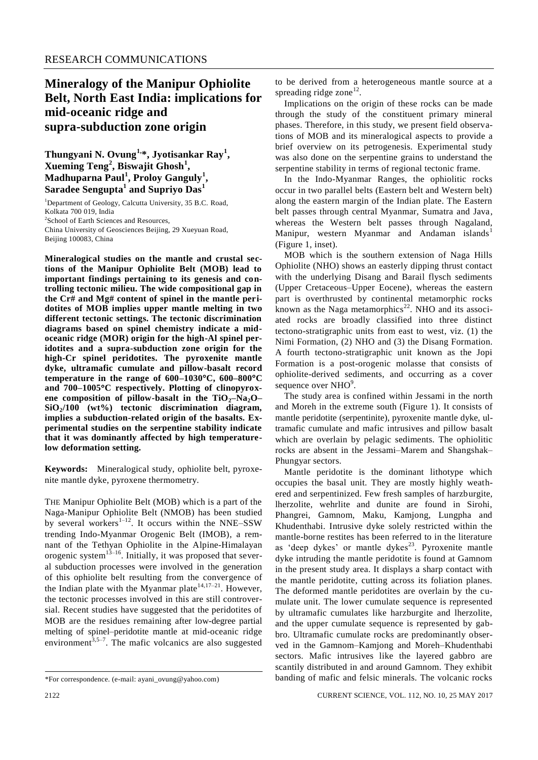RESEARCH COMMUNICATIONS

# Mineralogy of the Manipur Ophiolite Belt, North East India: implications for mid-oceanic ridge and supra-subduction zone origin

**Thungyani N. Ovung[1,*], Jyotisankar Ray[1], Xueming Teng[2], Biswajit Ghosh[1], Madhuparna Paul[1], Proloy Ganguly[1], Saradee Sengupta[1] and Supriyo Das[1]**

[1]Department of Geology, Calcutta University, 35 B.C. Road, Kolkata 700 019, India

[2]School of Earth Sciences and Resources, China University of Geosciences Beijing, 29 Xueyuan Road, Beijing 100083, China

**Mineralogical studies on the mantle and crustal sections of the Manipur Ophiolite Belt (MOB) lead to important findings pertaining to its genesis and controlling tectonic milieu. The wide compositional gap in the Cr# and Mg# content of spinel in the mantle peridotites of MOB implies upper mantle melting in two different tectonic settings. The tectonic discrimination diagrams based on spinel chemistry indicate a mid-oceanic ridge (MOR) origin for the high-Al spinel peridotites and a supra-subduction zone origin for the high-Cr spinel peridotites. The pyroxenite mantle dyke, ultramafic cumulate and pillow-basalt record temperature in the range of 600–1030°C, 600–800°C and 700–1005°C respectively. Plotting of clinopyroxene composition of pillow-basalt in the $TiO_2$–$Na_2O$–$SiO_2$/100 (wt%) tectonic discrimination diagram, implies a subduction-related origin of the basalts. Experimental studies on the serpentine stability indicate that it was dominantly affected by high temperature-low deformation setting.**

**Keywords:** Mineralogical study, ophiolite belt, pyroxenite mantle dyke, pyroxene thermometry.

THE Manipur Ophiolite Belt (MOB) which is a part of the Naga-Manipur Ophiolite Belt (NMOB) has been studied by several workers[1–12]. It occurs within the NNE–SSW trending Indo-Myanmar Orogenic Belt (IMOB), a remnant of the Tethyan Ophiolite in the Alpine-Himalayan orogenic system[13–16]. Initially, it was proposed that several subduction processes were involved in the generation of this ophiolite belt resulting from the convergence of the Indian plate with the Myanmar plate[14,17–21]. However, the tectonic processes involved in this are still controversial. Recent studies have suggested that the peridotites of MOB are the residues remaining after low-degree partial melting of spinel–peridotite mantle at mid-oceanic ridge environment[3,5–7]. The mafic volcanics are also suggested to be derived from a heterogeneous mantle source at a spreading ridge zone[12].

Implications on the origin of these rocks can be made through the study of the constituent primary mineral phases. Therefore, in this study, we present field observations of MOB and its mineralogical aspects to provide a brief overview on its petrogenesis. Experimental study was also done on the serpentine grains to understand the serpentine stability in terms of regional tectonic frame.

In the Indo-Myanmar Ranges, the ophiolitic rocks occur in two parallel belts (Eastern belt and Western belt) along the eastern margin of the Indian plate. The Eastern belt passes through central Myanmar, Sumatra and Java, whereas the Western belt passes through Nagaland, Manipur, western Myanmar and Andaman islands[1] (Figure 1, inset).

MOB which is the southern extension of Naga Hills Ophiolite (NHO) shows an easterly dipping thrust contact with the underlying Disang and Barail flysch sediments (Upper Cretaceous–Upper Eocene), whereas the eastern part is overthrusted by continental metamorphic rocks known as the Naga metamorphics[22]. NHO and its associated rocks are broadly classified into three distinct tectono-stratigraphic units from east to west, viz. (1) the Nimi Formation, (2) NHO and (3) the Disang Formation. A fourth tectono-stratigraphic unit known as the Jopi Formation is a post-orogenic molasse that consists of ophiolite-derived sediments, and occurring as a cover sequence over NHO[9].

The study area is confined within Jessami in the north and Moreh in the extreme south (Figure 1). It consists of mantle peridotite (serpentinite), pyroxenite mantle dyke, ultramafic cumulate and mafic intrusives and pillow basalt which are overlain by pelagic sediments. The ophiolitic rocks are absent in the Jessami–Marem and Shangshak–Phungyar sectors.

Mantle peridotite is the dominant lithotype which occupies the basal unit. They are mostly highly weathered and serpentinized. Few fresh samples of harzburgite, lherzolite, wehrlite and dunite are found in Sirohi, Phangrei, Gamnom, Maku, Kamjong, Lungpha and Khudenthabi. Intrusive dyke solely restricted within the mantle-borne restites has been referred to in the literature as 'deep dykes' or mantle dykes[23]. Pyroxenite mantle dyke intruding the mantle peridotite is found at Gamnom in the present study area. It displays a sharp contact with the mantle peridotite, cutting across its foliation planes. The deformed mantle peridotites are overlain by the cumulate unit. The lower cumulate sequence is represented by ultramafic cumulates like harzburgite and lherzolite, and the upper cumulate sequence is represented by gabbro. Ultramafic cumulate rocks are predominantly observed in the Gamnom–Kamjong and Moreh–Khudenthabi sectors. Mafic intrusives like the layered gabbro are scantily distributed in and around Gamnom. They exhibit banding of mafic and felsic minerals. The volcanic rocks

*For correspondence. (e-mail: ayani_ovung@yahoo.com)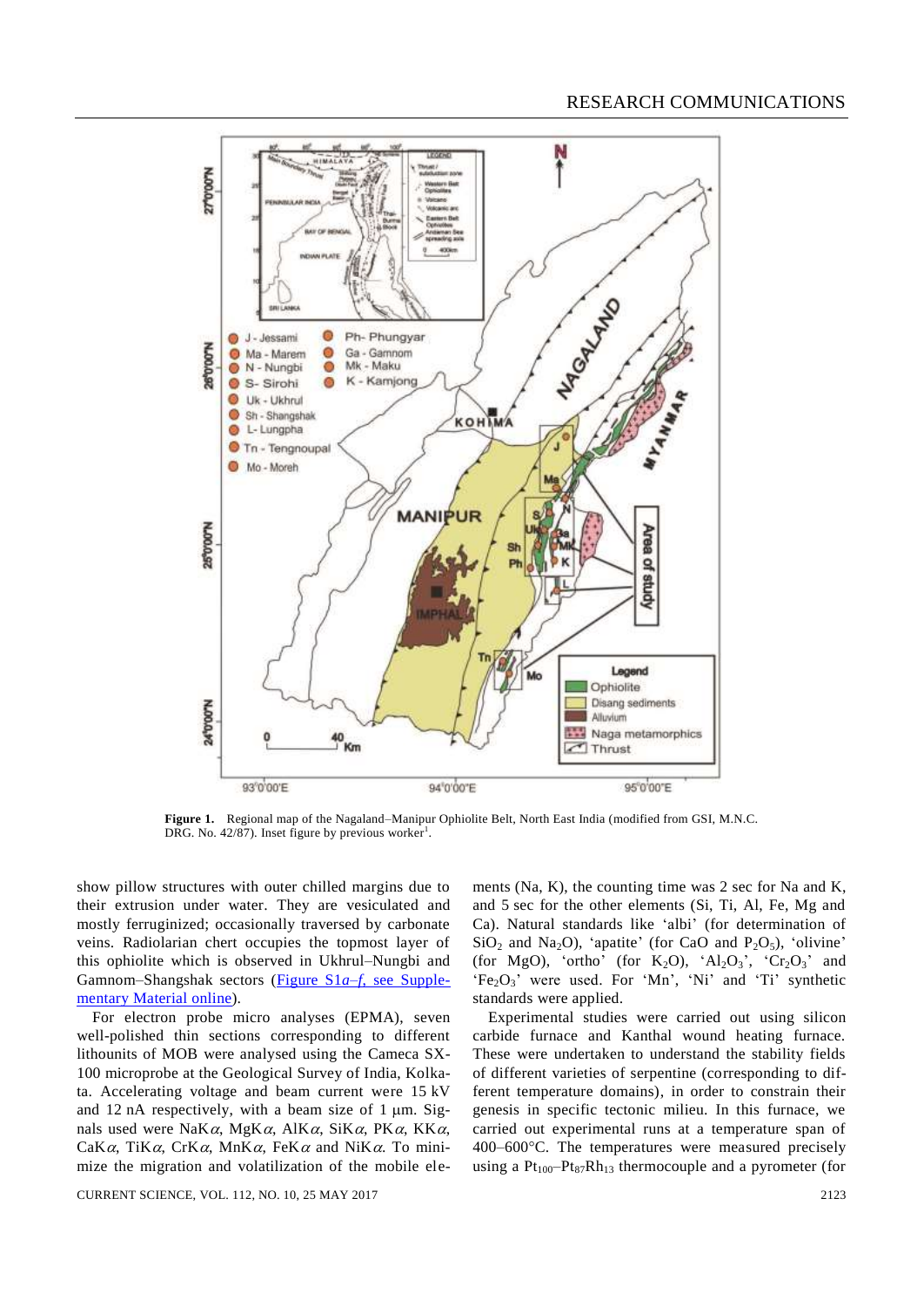Figure 1. Regional map of the Nagaland–Manipur Ophiolite Belt, North East India (modified from GSI, M.N.C. DRG. No. 42/87). Inset figure by previous worker[1].

show pillow structures with outer chilled margins due to their extrusion under water. They are vesiculated and mostly ferruginized; occasionally traversed by carbonate veins. Radiolarian chert occupies the topmost layer of this ophiolite which is observed in Ukhrul–Nungbi and Gamnom–Shangshak sectors (Figure S1*a–f*, see Supplementary Material online).

For electron probe micro analyses (EPMA), seven well-polished thin sections corresponding to different lithounits of MOB were analysed using the Cameca SX-100 microprobe at the Geological Survey of India, Kolkata. Accelerating voltage and beam current were 15 kV and 12 nA respectively, with a beam size of 1 μm. Signals used were Na*Kα*, Mg*Kα*, Al*Kα*, Si*Kα*, P*Kα*, K*Kα*, Ca*Kα*, Ti*Kα*, Cr*Kα*, Mn*Kα*, Fe*Kα* and Ni*Kα*. To minimize the migration and volatilization of the mobile elements (Na, K), the counting time was 2 sec for Na and K, and 5 sec for the other elements (Si, Ti, Al, Fe, Mg and Ca). Natural standards like 'albi' (for determination of $SiO_2$ and $Na_2O$), 'apatite' (for CaO and $P_2O_5$), 'olivine' (for MgO), 'ortho' (for $K_2O$), '$Al_2O_3$', '$Cr_2O_3$' and '$Fe_2O_3$' were used. For 'Mn', 'Ni' and 'Ti' synthetic standards were applied.

Experimental studies were carried out using silicon carbide furnace and Kanthal wound heating furnace. These were undertaken to understand the stability fields of different varieties of serpentine (corresponding to different temperature domains), in order to constrain their genesis in specific tectonic milieu. In this furnace, we carried out experimental runs at a temperature span of 400–600°C. The temperatures were measured precisely using a $Pt_{100}$–$Pt_{87}Rh_{13}$ thermocouple and a pyrometer (for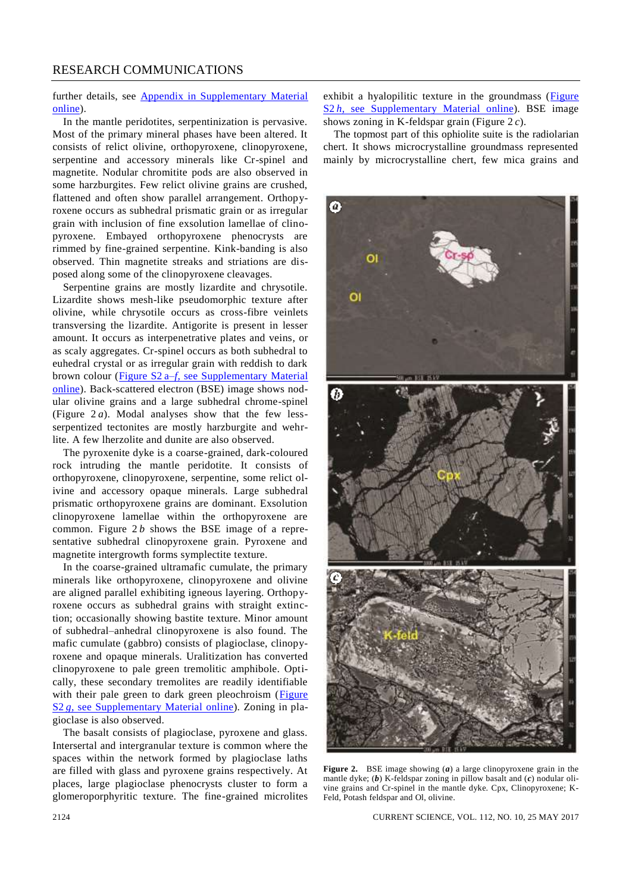further details, see Appendix in Supplementary Material online).

In the mantle peridotites, serpentinization is pervasive. Most of the primary mineral phases have been altered. It consists of relict olivine, orthopyroxene, clinopyroxene, serpentine and accessory minerals like Cr-spinel and magnetite. Nodular chromitite pods are also observed in some harzburgites. Few relict olivine grains are crushed, flattened and often show parallel arrangement. Orthopyroxene occurs as subhedral prismatic grain or as irregular grain with inclusion of fine exsolution lamellae of clinopyroxene. Embayed orthopyroxene phenocrysts are rimmed by fine-grained serpentine. Kink-banding is also observed. Thin magnetite streaks and striations are disposed along some of the clinopyroxene cleavages.

Serpentine grains are mostly lizardite and chrysotile. Lizardite shows mesh-like pseudomorphic texture after olivine, while chrysotile occurs as cross-fibre veinlets transversing the lizardite. Antigorite is present in lesser amount. It occurs as interpenetrative plates and veins, or as scaly aggregates. Cr-spinel occurs as both subhedral to euhedral crystal or as irregular grain with reddish to dark brown colour (Figure S2 *a–f*, see Supplementary Material online). Back-scattered electron (BSE) image shows nodular olivine grains and a large subhedral chrome-spinel (Figure 2 *a*). Modal analyses show that the few less-serpentized tectonites are mostly harzburgite and wehrlite. A few lherzolite and dunite are also observed.

The pyroxenite dyke is a coarse-grained, dark-coloured rock intruding the mantle peridotite. It consists of orthopyroxene, clinopyroxene, serpentine, some relict olivine and accessory opaque minerals. Large subhedral prismatic orthopyroxene grains are dominant. Exsolution clinopyroxene lamellae within the orthopyroxene are common. Figure 2 *b* shows the BSE image of a representative subhedral clinopyroxene grain. Pyroxene and magnetite intergrowth forms symplectite texture.

In the coarse-grained ultramafic cumulate, the primary minerals like orthopyroxene, clinopyroxene and olivine are aligned parallel exhibiting igneous layering. Orthopyroxene occurs as subhedral grains with straight extinction; occasionally showing bastite texture. Minor amount of subhedral–anhedral clinopyroxene is also found. The mafic cumulate (gabbro) consists of plagioclase, clinopyroxene and opaque minerals. Uralitization has converted clinopyroxene to pale green tremolitic amphibole. Optically, these secondary tremolites are readily identifiable with their pale green to dark green pleochroism (Figure S2 *g*, see Supplementary Material online). Zoning in plagioclase is also observed.

The basalt consists of plagioclase, pyroxene and glass. Intersertal and intergranular texture is common where the spaces within the network formed by plagioclase laths are filled with glass and pyroxene grains respectively. At places, large plagioclase phenocrysts cluster to form a glomeroporphyritic texture. The fine-grained microlites exhibit a hyalopilitic texture in the groundmass (Figure S2 *h*, see Supplementary Material online). BSE image shows zoning in K-feldspar grain (Figure 2 *c*).

The topmost part of this ophiolite suite is the radiolarian chert. It shows microcrystalline groundmass represented mainly by microcrystalline chert, few mica grains and

**Figure 2.** BSE image showing (***a***) a large clinopyroxene grain in the mantle dyke; (***b***) K-feldspar zoning in pillow basalt and (***c***) nodular olivine grains and Cr-spinel in the mantle dyke. Cpx, Clinopyroxene; K-Feld, Potash feldspar and Ol, olivine.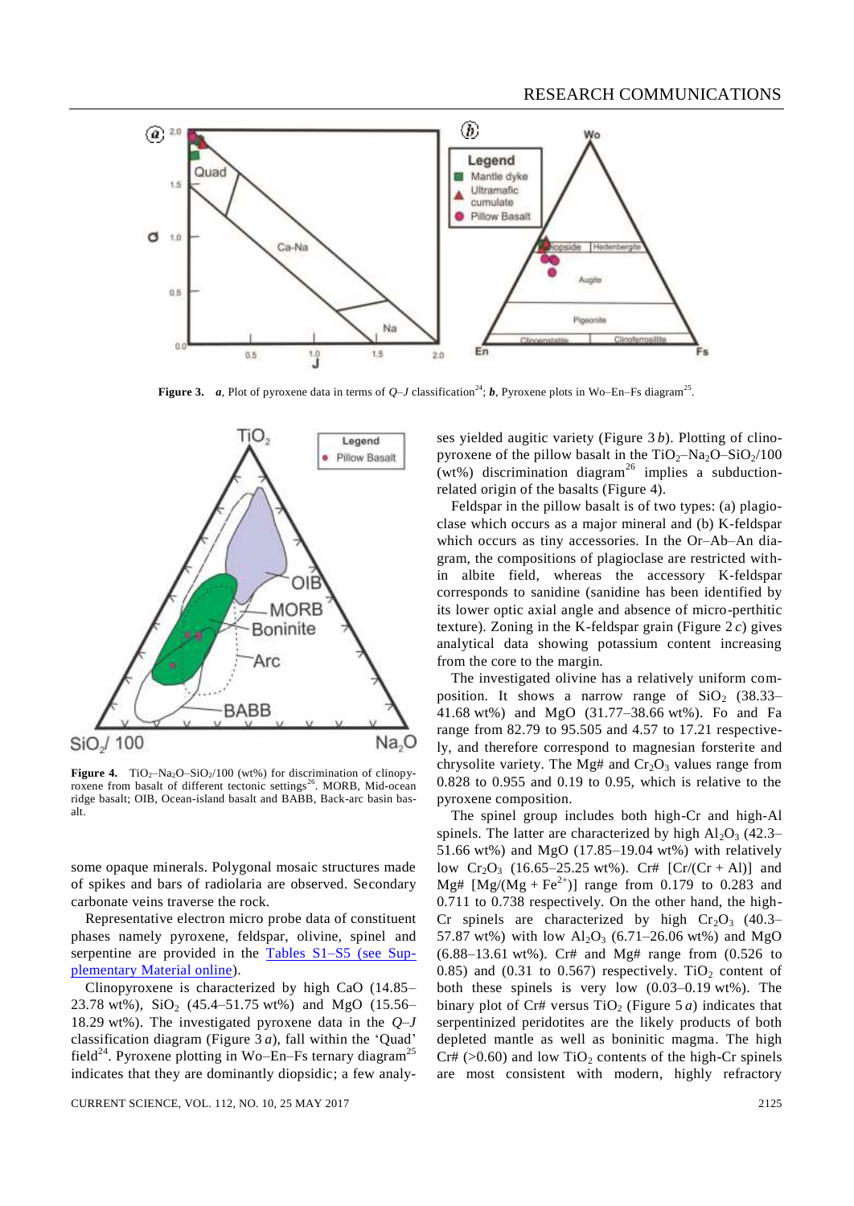**Figure 3.** ***a***, Plot of pyroxene data in terms of *Q*–*J* classification[24]; ***b***, Pyroxene plots in Wo–En–Fs diagram[25].

**Figure 4.** $TiO_2$–$Na_2O$–$SiO_2$/100 (wt%) for discrimination of clinopyroxene from basalt of different tectonic settings[26]. MORB, Mid-ocean ridge basalt; OIB, Ocean-island basalt and BABB, Back-arc basin basalt.

some opaque minerals. Polygonal mosaic structures made of spikes and bars of radiolaria are observed. Secondary carbonate veins traverse the rock.

Representative electron micro probe data of constituent phases namely pyroxene, feldspar, olivine, spinel and serpentine are provided in the Tables S1–S5 (see Supplementary Material online).

Clinopyroxene is characterized by high CaO (14.85–23.78 wt%), $SiO_2$ (45.4–51.75 wt%) and MgO (15.56–18.29 wt%). The investigated pyroxene data in the *Q*–*J* classification diagram (Figure 3 *a*), fall within the 'Quad' field[24]. Pyroxene plotting in Wo–En–Fs ternary diagram[25] indicates that they are dominantly diopsidic; a few analyses yielded augitic variety (Figure 3 *b*). Plotting of clinopyroxene of the pillow basalt in the $TiO_2$–$Na_2O$–$SiO_2$/100 (wt%) discrimination diagram[26] implies a subduction-related origin of the basalts (Figure 4).

Feldspar in the pillow basalt is of two types: (a) plagioclase which occurs as a major mineral and (b) K-feldspar which occurs as tiny accessories. In the Or–Ab–An diagram, the compositions of plagioclase are restricted within albite field, whereas the accessory K-feldspar corresponds to sanidine (sanidine has been identified by its lower optic axial angle and absence of micro-perthitic texture). Zoning in the K-feldspar grain (Figure 2 *c*) gives analytical data showing potassium content increasing from the core to the margin.

The investigated olivine has a relatively uniform composition. It shows a narrow range of $SiO_2$ (38.33–41.68 wt%) and MgO (31.77–38.66 wt%). Fo and Fa range from 82.79 to 95.505 and 4.57 to 17.21 respectively, and therefore correspond to magnesian forsterite and chrysolite variety. The Mg# and $Cr_2O_3$ values range from 0.828 to 0.955 and 0.19 to 0.95, which is relative to the pyroxene composition.

The spinel group includes both high-Cr and high-Al spinels. The latter are characterized by high $Al_2O_3$ (42.3–51.66 wt%) and MgO (17.85–19.04 wt%) with relatively low $Cr_2O_3$ (16.65–25.25 wt%). Cr# [Cr/(Cr + Al)] and Mg# [Mg/(Mg + $Fe^{2+}$)] range from 0.179 to 0.283 and 0.711 to 0.738 respectively. On the other hand, the high-Cr spinels are characterized by high $Cr_2O_3$ (40.3–57.87 wt%) with low $Al_2O_3$ (6.71–26.06 wt%) and MgO (6.88–13.61 wt%). Cr# and Mg# range from (0.526 to 0.85) and (0.31 to 0.567) respectively. $TiO_2$ content of both these spinels is very low (0.03–0.19 wt%). The binary plot of Cr# versus $TiO_2$ (Figure 5 *a*) indicates that serpentinized peridotites are the likely products of both depleted mantle as well as boninitic magma. The high Cr# (>0.60) and low $TiO_2$ contents of the high-Cr spinels are most consistent with modern, highly refractory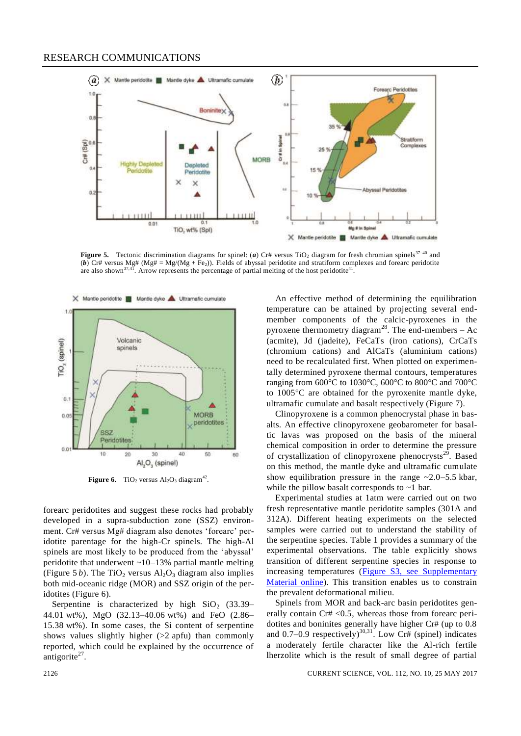**Figure 5.** Tectonic discrimination diagrams for spinel: (***a***) Cr# versus $TiO_2$ diagram for fresh chromian spinels[37–40] and (***b***) Cr# versus Mg# (Mg# = Mg/(Mg + $Fe_2$)). Fields of abyssal peridotite and stratiform complexes and forearc peridotite are also shown[37,41]. Arrow represents the percentage of partial melting of the host peridotite[41].

**Figure 6.** $TiO_2$ versus $Al_2O_3$ diagram[42].

forearc peridotites and suggest these rocks had probably developed in a supra-subduction zone (SSZ) environment. Cr# versus Mg# diagram also denotes 'forearc' peridotite parentage for the high-Cr spinels. The high-Al spinels are most likely to be produced from the 'abyssal' peridotite that underwent ~10–13% partial mantle melting (Figure 5 *b*). The $TiO_2$ versus $Al_2O_3$ diagram also implies both mid-oceanic ridge (MOR) and SSZ origin of the peridotites (Figure 6).

Serpentine is characterized by high $SiO_2$ (33.39–44.01 wt%), MgO (32.13–40.06 wt%) and FeO (2.86–15.38 wt%). In some cases, the Si content of serpentine shows values slightly higher (>2 apfu) than commonly reported, which could be explained by the occurrence of antigorite[27].

An effective method of determining the equilibration temperature can be attained by projecting several end-member components of the calcic-pyroxenes in the pyroxene thermometry diagram[28]. The end-members – Ac (acmite), Jd (jadeite), FeCaTs (iron cations), CrCaTs (chromium cations) and AlCaTs (aluminium cations) need to be recalculated first. When plotted on experimentally determined pyroxene thermal contours, temperatures ranging from 600°C to 1030°C, 600°C to 800°C and 700°C to 1005°C are obtained for the pyroxenite mantle dyke, ultramafic cumulate and basalt respectively (Figure 7).

Clinopyroxene is a common phenocrystal phase in basalts. An effective clinopyroxene geobarometer for basaltic lavas was proposed on the basis of the mineral chemical composition in order to determine the pressure of crystallization of clinopyroxene phenocrysts[29]. Based on this method, the mantle dyke and ultramafic cumulate show equilibration pressure in the range ~2.0–5.5 kbar, while the pillow basalt corresponds to ~1 bar.

Experimental studies at 1atm were carried out on two fresh representative mantle peridotite samples (301A and 312A). Different heating experiments on the selected samples were carried out to understand the stability of the serpentine species. Table 1 provides a summary of the experimental observations. The table explicitly shows transition of different serpentine species in response to increasing temperatures (Figure S3, see Supplementary Material online). This transition enables us to constrain the prevalent deformational milieu.

Spinels from MOR and back-arc basin peridotites generally contain Cr# <0.5, whereas those from forearc peridotites and boninites generally have higher Cr# (up to 0.8 and 0.7–0.9 respectively)[30,31]. Low Cr# (spinel) indicates a moderately fertile character like the Al-rich fertile lherzolite which is the result of small degree of partial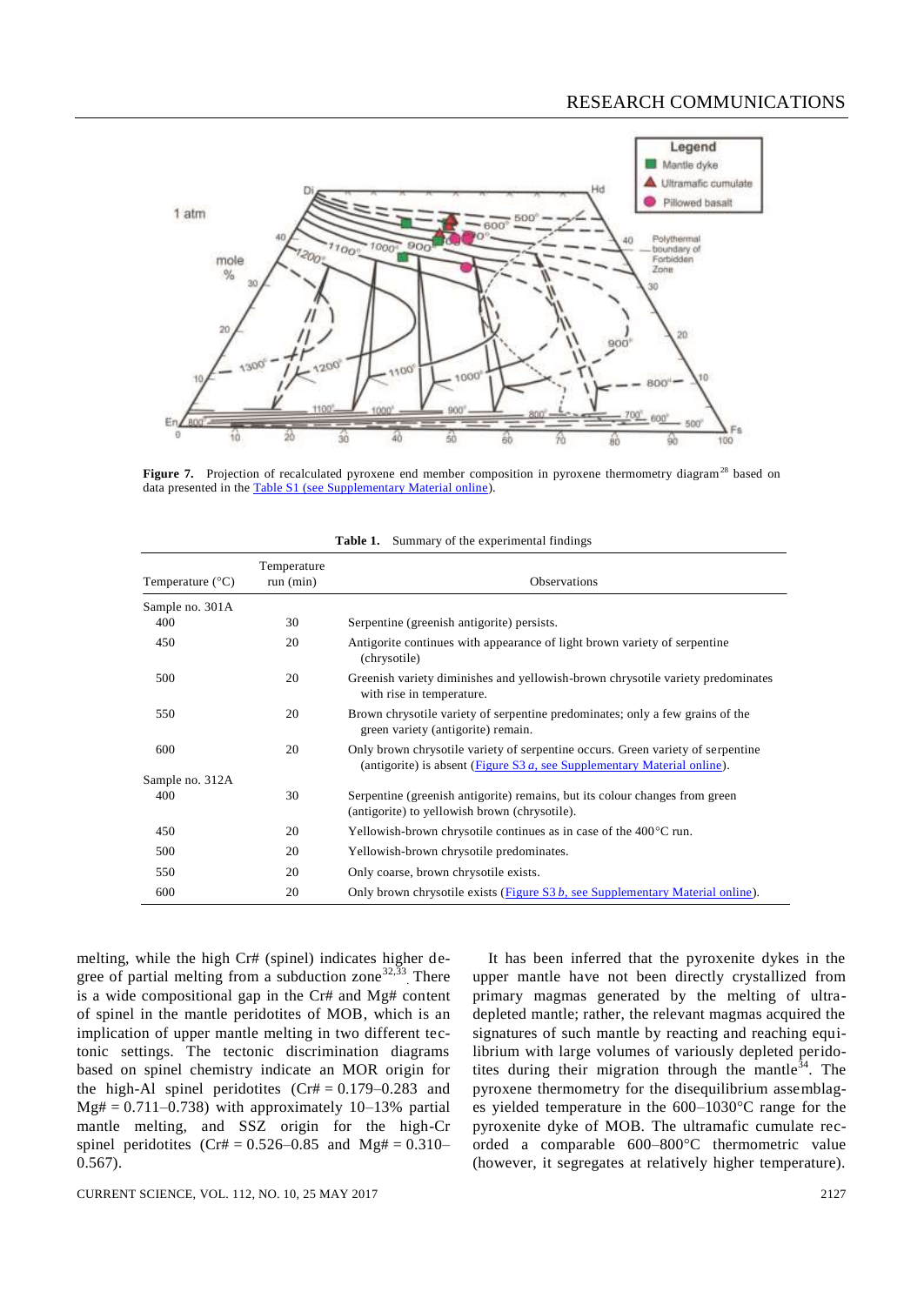**Figure 7.** Projection of recalculated pyroxene end member composition in pyroxene thermometry diagram[28] based on data presented in the Table S1 (see Supplementary Material online).

**Table 1.** Summary of the experimental findings

| Temperature (°C) | Temperature run (min) | Observations |
|---|---|---|
| Sample no. 301A | | |
| 400 | 30 | Serpentine (greenish antigorite) persists. |
| 450 | 20 | Antigorite continues with appearance of light brown variety of serpentine (chrysotile) |
| 500 | 20 | Greenish variety diminishes and yellowish-brown chrysotile variety predominates with rise in temperature. |
| 550 | 20 | Brown chrysotile variety of serpentine predominates; only a few grains of the green variety (antigorite) remain. |
| 600 | 20 | Only brown chrysotile variety of serpentine occurs. Green variety of serpentine (antigorite) is absent (Figure S3 *a*, see Supplementary Material online). |
| Sample no. 312A | | |
| 400 | 30 | Serpentine (greenish antigorite) remains, but its colour changes from green (antigorite) to yellowish brown (chrysotile). |
| 450 | 20 | Yellowish-brown chrysotile continues as in case of the 400°C run. |
| 500 | 20 | Yellowish-brown chrysotile predominates. |
| 550 | 20 | Only coarse, brown chrysotile exists. |
| 600 | 20 | Only brown chrysotile exists (Figure S3 *b*, see Supplementary Material online). |

melting, while the high Cr# (spinel) indicates higher degree of partial melting from a subduction zone[32,33]. There is a wide compositional gap in the Cr# and Mg# content of spinel in the mantle peridotites of MOB, which is an implication of upper mantle melting in two different tectonic settings. The tectonic discrimination diagrams based on spinel chemistry indicate an MOR origin for the high-Al spinel peridotites (Cr# = 0.179–0.283 and Mg# = 0.711–0.738) with approximately 10–13% partial mantle melting, and SSZ origin for the high-Cr spinel peridotites (Cr# = 0.526–0.85 and Mg# = 0.310–0.567).

It has been inferred that the pyroxenite dykes in the upper mantle have not been directly crystallized from primary magmas generated by the melting of ultra-depleted mantle; rather, the relevant magmas acquired the signatures of such mantle by reacting and reaching equilibrium with large volumes of variously depleted peridotites during their migration through the mantle[34]. The pyroxene thermometry for the disequilibrium assemblages yielded temperature in the 600–1030°C range for the pyroxenite dyke of MOB. The ultramafic cumulate recorded a comparable 600–800°C thermometric value (however, it segregates at relatively higher temperature).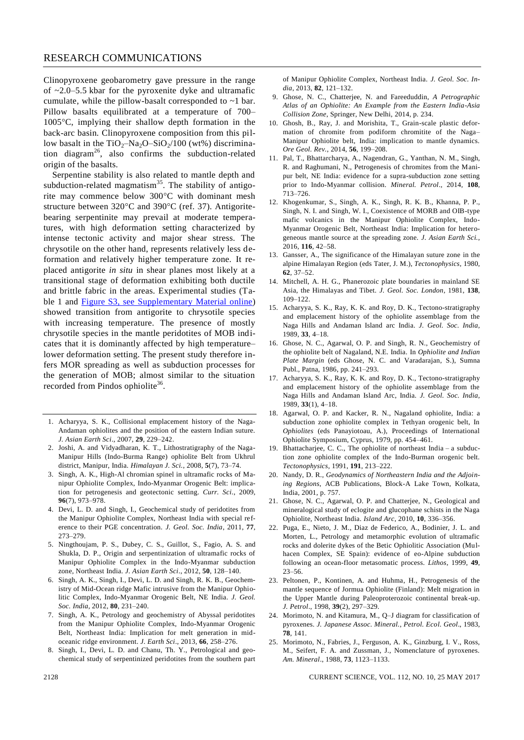Clinopyroxene geobarometry gave pressure in the range of ~2.0–5.5 kbar for the pyroxenite dyke and ultramafic cumulate, while the pillow-basalt corresponded to ~1 bar. Pillow basalts equilibrated at a temperature of 700–1005°C, implying their shallow depth formation in the back-arc basin. Clinopyroxene composition from this pillow basalt in the $TiO_2$–$Na_2O$–$SiO_2$/100 (wt%) discrimination diagram[26], also confirms the subduction-related origin of the basalts.

Serpentine stability is also related to mantle depth and subduction-related magmatism[35]. The stability of antigorite may commence below 300°C with dominant mesh structure between 320°C and 390°C (ref. 37). Antigorite-bearing serpentinite may prevail at moderate temperatures, with high deformation setting characterized by intense tectonic activity and major shear stress. The chrysotile on the other hand, represents relatively less deformation and relatively higher temperature zone. It replaced antigorite *in situ* in shear planes most likely at a transitional stage of deformation exhibiting both ductile and brittle fabric in the areas. Experimental studies (Table 1 and Figure S3, see Supplementary Material online) showed transition from antigorite to chrysotile species with increasing temperature. The presence of mostly chrysotile species in the mantle peridotites of MOB indicates that it is dominantly affected by high temperature–lower deformation setting. The present study therefore infers MOR spreading as well as subduction processes for the generation of MOB; almost similar to the situation recorded from Pindos ophiolite[36].

1. Acharyya, S. K., Collisional emplacement history of the Naga-Andaman ophiolites and the position of the eastern Indian suture. *J. Asian Earth Sci*., 2007, **29**, 229–242.
2. Joshi, A. and Vidyadharan, K. T., Lithostratigraphy of the Naga-Manipur Hills (Indo-Burma Range) ophiolite Belt from Ukhrul district, Manipur, India. *Himalayan J. Sci.*, 2008, **5**(7), 73–74.
3. Singh, A. K., High-Al chromian spinel in ultramafic rocks of Manipur Ophiolite Complex, Indo-Myanmar Orogenic Belt: implication for petrogenesis and geotectonic setting. *Curr. Sci*., 2009, **96**(7), 973–978.
4. Devi, L. D. and Singh, I., Geochemical study of peridotites from the Manipur Ophiolite Complex, Northeast India with special reference to their PGE concentration. *J. Geol. Soc. India*, 2011, **77**, 273–279.
5. Ningthoujam, P. S., Dubey, C. S., Guillot, S., Fagio, A. S. and Shukla, D. P., Origin and serpentinization of ultramafic rocks of Manipur Ophiolite Complex in the Indo-Myanmar subduction zone, Northeast India. *J. Asian Earth Sci*., 2012, **50**, 128–140.
6. Singh, A. K., Singh, I., Devi, L. D. and Singh, R. K. B., Geochemistry of Mid-Ocean ridge Mafic intrusive from the Manipur Ophiolitic Complex, Indo-Myanmar Orogenic Belt, NE India. *J. Geol. Soc. India*, 2012, **80**, 231–240.
7. Singh, A. K., Petrology and geochemistry of Abyssal peridotites from the Manipur Ophiolite Complex, Indo-Myanmar Orogenic Belt, Northeast India: Implication for melt generation in mid-oceanic ridge environment. *J. Earth Sci*., 2013, **66**, 258–276.
8. Singh, I., Devi, L. D. and Chanu, Th. Y., Petrological and geochemical study of serpentinized peridotites from the southern part of Manipur Ophiolite Complex, Northeast India. *J. Geol. Soc. India*, 2013, **82**, 121–132.
9. Ghose, N. C., Chatterjee, N. and Fareeduddin, *A Petrographic Atlas of an Ophiolite: An Example from the Eastern India-Asia Collision Zone*, Springer, New Delhi, 2014, p. 234.
10. Ghosh, B., Ray, J. and Morishita, T., Grain-scale plastic deformation of chromite from podiform chromitite of the Naga–Manipur Ophiolite belt, India: implication to mantle dynamics. *Ore Geol. Rev.*, 2014, **56**, 199–208.
11. Pal, T., Bhattacharya, A., Nagendran, G., Yanthan, N. M., Singh, R. and Raghumani, N., Petrogenesis of chromites from the Manipur belt, NE India: evidence for a supra-subduction zone setting prior to Indo-Myanmar collision. *Mineral. Petrol*., 2014, **108**, 713–726.
12. Khogenkumar, S., Singh, A. K., Singh, R. K. B., Khanna, P. P., Singh, N. I. and Singh, W. I., Coexistence of MORB and OIB-type mafic volcanics in the Manipur Ophiolite Complex, Indo-Myanmar Orogenic Belt, Northeast India: Implication for heterogeneous mantle source at the spreading zone. *J. Asian Earth Sci.*, 2016, **116**, 42–58.
13. Gansser, A., The significance of the Himalayan suture zone in the alpine Himalayan Region (eds Tater, J. M.), *Tectonophysics*, 1980, **62**, 37–52.
14. Mitchell, A. H. G., Phanerozoic plate boundaries in mainland SE Asia, the Himalayas and Tibet. *J. Geol. Soc. London*, 1981, **138**, 109–122.
15. Acharyya, S. K., Ray, K. K. and Roy, D. K., Tectono-stratigraphy and emplacement history of the ophiolite assemblage from the Naga Hills and Andaman Island arc India. *J. Geol. Soc. India*, 1989, **33**, 4–18.
16. Ghose, N. C., Agarwal, O. P. and Singh, R. N., Geochemistry of the ophiolite belt of Nagaland, N.E. India. In *Ophiolite and Indian Plate Margin* (eds Ghose, N. C. and Varadarajan, S.), Sumna Publ., Patna, 1986, pp. 241–293.
17. Acharyya, S. K., Ray, K. K. and Roy, D. K., Tectono-stratigraphy and emplacement history of the ophiolite assemblage from the Naga Hills and Andaman Island Arc, India. *J. Geol. Soc. India*, 1989, **33**(1), 4–18.
18. Agarwal, O. P. and Kacker, R. N., Nagaland ophiolite, India: a subduction zone ophiolite complex in Tethyan orogenic belt, In *Ophiolites* (eds Panayiotoau, A.), Proceedings of International Ophiolite Symposium, Cyprus, 1979, pp. 454–461.
19. Bhattacharjee, C. C., The ophiolite of northeast India – a subduction zone ophiolite complex of the Indo-Burman orogenic belt. *Tectonophysics*, 1991, **191**, 213–222.
20. Nandy, D. R., *Geodynamics of Northeastern India and the Adjoining Regions*, ACB Publications, Block-A Lake Town, Kolkata, India, 2001, p. 757.
21. Ghose, N. C., Agarwal, O. P. and Chatterjee, N., Geological and mineralogical study of eclogite and glucophane schists in the Naga Ophiolite, Northeast India. *Island Arc*, 2010, **10**, 336–356.
22. Puga, E., Nieto, J. M., Diaz de Federico, A., Bodinier, J. L. and Morten, L., Petrology and metamorphic evolution of ultramafic rocks and dolerite dykes of the Betic Ophiolitic Association (Mulhacen Complex, SE Spain): evidence of eo-Alpine subduction following an ocean-floor metasomatic process. *Lithos*, 1999, **49**, 23–56.
23. Peltonen, P., Kontinen, A. and Huhma, H., Petrogenesis of the mantle sequence of Jormua Ophiolite (Finland): Melt migration in the Upper Mantle during Paleoproterozoic continental break-up. *J. Petrol*., 1998, **39**(2), 297–329.
24. Morimoto, N. and Kitamura, M., Q–J diagram for classification of pyroxenes. *J. Japanese Assoc. Mineral., Petrol. Ecol. Geol*., 1983, **78**, 141.
25. Morimoto, N., Fabries, J., Ferguson, A. K., Ginzburg, I. V., Ross, M., Seifert, F. A. and Zussman, J., Nomenclature of pyroxenes. *Am. Mineral*., 1988, **73**, 1123–1133.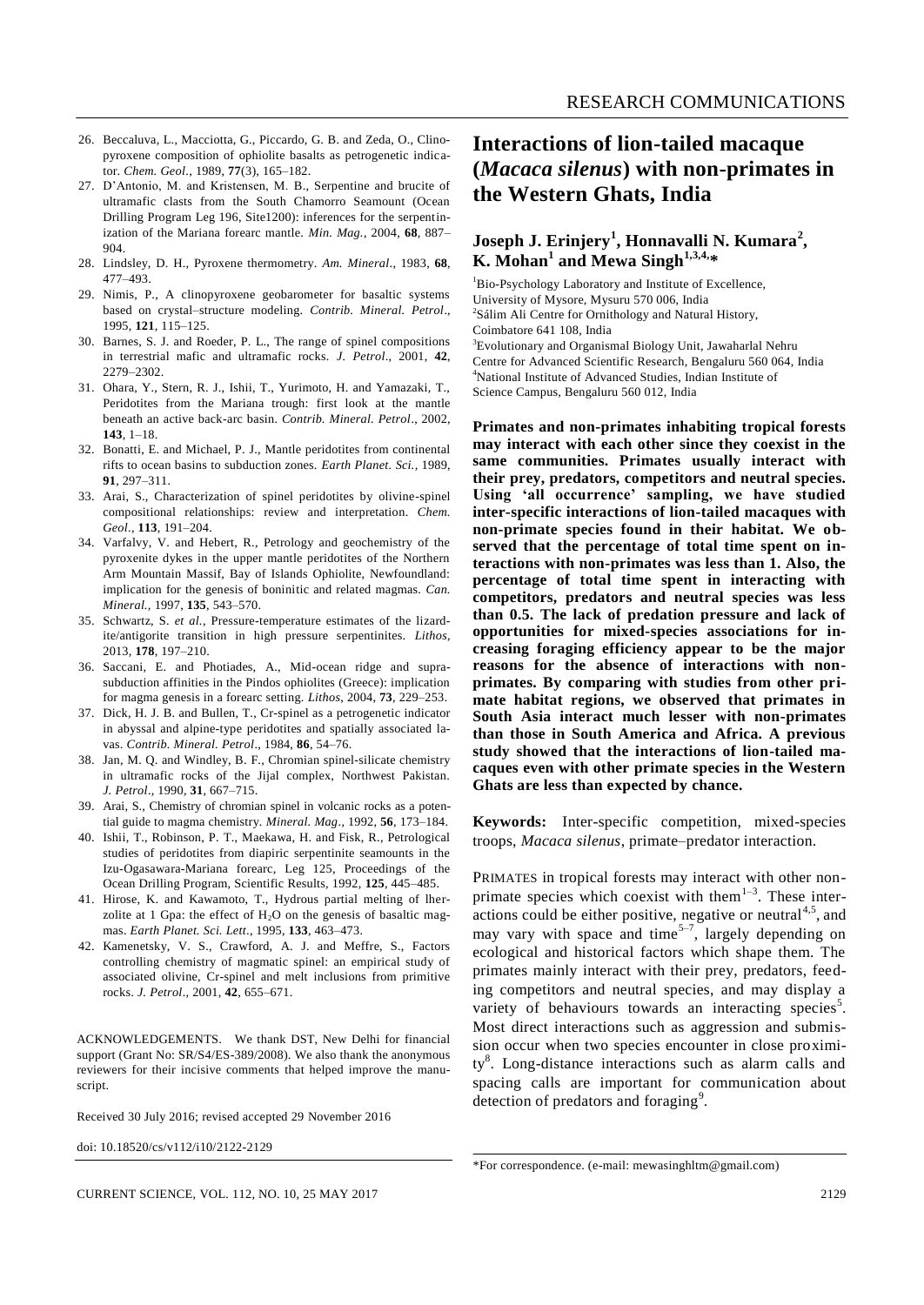26. Beccaluva, L., Macciotta, G., Piccardo, G. B. and Zeda, O., Clinopyroxene composition of ophiolite basalts as petrogenetic indicator. *Chem. Geol.*, 1989, **77**(3), 165–182.
27. D'Antonio, M. and Kristensen, M. B., Serpentine and brucite of ultramafic clasts from the South Chamorro Seamount (Ocean Drilling Program Leg 196, Site1200): inferences for the serpentinization of the Mariana forearc mantle. *Min. Mag.*, 2004, **68**, 887–904.
28. Lindsley, D. H., Pyroxene thermometry. *Am. Mineral.*, 1983, **68**, 477–493.
29. Nimis, P., A clinopyroxene geobarometer for basaltic systems based on crystal–structure modeling. *Contrib. Mineral. Petrol.*, 1995, **121**, 115–125.
30. Barnes, S. J. and Roeder, P. L., The range of spinel compositions in terrestrial mafic and ultramafic rocks. *J. Petrol.*, 2001, **42**, 2279–2302.
31. Ohara, Y., Stern, R. J., Ishii, T., Yurimoto, H. and Yamazaki, T., Peridotites from the Mariana trough: first look at the mantle beneath an active back-arc basin. *Contrib. Mineral. Petrol.*, 2002, **143**, 1–18.
32. Bonatti, E. and Michael, P. J., Mantle peridotites from continental rifts to ocean basins to subduction zones. *Earth Planet. Sci.*, 1989, **91**, 297–311.
33. Arai, S., Characterization of spinel peridotites by olivine-spinel compositional relationships: review and interpretation. *Chem. Geol.*, 1994, **113**, 191–204.
34. Varfalvy, V. and Hebert, R., Petrology and geochemistry of the pyroxenite dykes in the upper mantle peridotites of the Northern Arm Mountain Massif, Bay of Islands Ophiolite, Newfoundland: implication for the genesis of boninitic and related magmas. *Can. Mineral.*, 1997, **135**, 543–570.
35. Schwartz, S. *et al.*, Pressure-temperature estimates of the lizardite/antigorite transition in high pressure serpentinites. *Lithos*, 2013, **178**, 197–210.
36. Saccani, E. and Photiades, A., Mid-ocean ridge and supra-subduction affinities in the Pindos ophiolites (Greece): implication for magma genesis in a forearc setting. *Lithos*, 2004, **73**, 229–253.
37. Dick, H. J. B. and Bullen, T., Cr-spinel as a petrogenetic indicator in abyssal and alpine-type peridotites and spatially associated lavas. *Contrib. Mineral. Petrol.*, 1984, **86**, 54–76.
38. Jan, M. Q. and Windley, B. F., Chromian spinel-silicate chemistry in ultramafic rocks of the Jijal complex, Northwest Pakistan. *J. Petrol.*, 1990, **31**, 667–715.
39. Arai, S., Chemistry of chromian spinel in volcanic rocks as a potential guide to magma chemistry. *Mineral. Mag.*, 1992, **56**, 173–184.
40. Ishii, T., Robinson, P. T., Maekawa, H. and Fisk, R., Petrological studies of peridotites from diapiric serpentinite seamounts in the Izu-Ogasawara-Mariana forearc, Leg 125, Proceedings of the Ocean Drilling Program, Scientific Results, 1992, **125**, 445–485.
41. Hirose, K. and Kawamoto, T., Hydrous partial melting of lherzolite at 1 Gpa: the effect of $H_2O$ on the genesis of basaltic magmas. *Earth Planet. Sci. Lett.*, 1995, **133**, 463–473.
42. Kamenetsky, V. S., Crawford, A. J. and Meffre, S., Factors controlling chemistry of magmatic spinel: an empirical study of associated olivine, Cr-spinel and melt inclusions from primitive rocks. *J. Petrol.*, 2001, **42**, 655–671.

ACKNOWLEDGEMENTS. We thank DST, New Delhi for financial support (Grant No: SR/S4/ES-389/2008). We also thank the anonymous reviewers for their incisive comments that helped improve the manuscript.

Received 30 July 2016; revised accepted 29 November 2016

doi: 10.18520/cs/v112/i10/2122-2129

# Interactions of lion-tailed macaque (*Macaca silenus*) with non-primates in the Western Ghats, India

**Joseph J. Erinjery[1], Honnavalli N. Kumara[2], K. Mohan[1] and Mewa Singh[1,3,4,*]**

[1]Bio-Psychology Laboratory and Institute of Excellence, University of Mysore, Mysuru 570 006, India
[2]Sálim Ali Centre for Ornithology and Natural History, Coimbatore 641 108, India
[3]Evolutionary and Organismal Biology Unit, Jawaharlal Nehru Centre for Advanced Scientific Research, Bengaluru 560 064, India
[4]National Institute of Advanced Studies, Indian Institute of Science Campus, Bengaluru 560 012, India

**Primates and non-primates inhabiting tropical forests may interact with each other since they coexist in the same communities. Primates usually interact with their prey, predators, competitors and neutral species. Using 'all occurrence' sampling, we have studied inter-specific interactions of lion-tailed macaques with non-primate species found in their habitat. We observed that the percentage of total time spent on interactions with non-primates was less than 1. Also, the percentage of total time spent in interacting with competitors, predators and neutral species was less than 0.5. The lack of predation pressure and lack of opportunities for mixed-species associations for increasing foraging efficiency appear to be the major reasons for the absence of interactions with non-primates. By comparing with studies from other primate habitat regions, we observed that primates in South Asia interact much lesser with non-primates than those in South America and Africa. A previous study showed that the interactions of lion-tailed macaques even with other primate species in the Western Ghats are less than expected by chance.**

**Keywords:** Inter-specific competition, mixed-species troops, *Macaca silenus*, primate–predator interaction.

PRIMATES in tropical forests may interact with other non-primate species which coexist with them[1–3]. These interactions could be either positive, negative or neutral[4,5], and may vary with space and time[5–7], largely depending on ecological and historical factors which shape them. The primates mainly interact with their prey, predators, feeding competitors and neutral species, and may display a variety of behaviours towards an interacting species[5]. Most direct interactions such as aggression and submission occur when two species encounter in close proximity[8]. Long-distance interactions such as alarm calls and spacing calls are important for communication about detection of predators and foraging[9].

*For correspondence. (e-mail: mewasinghltm@gmail.com)